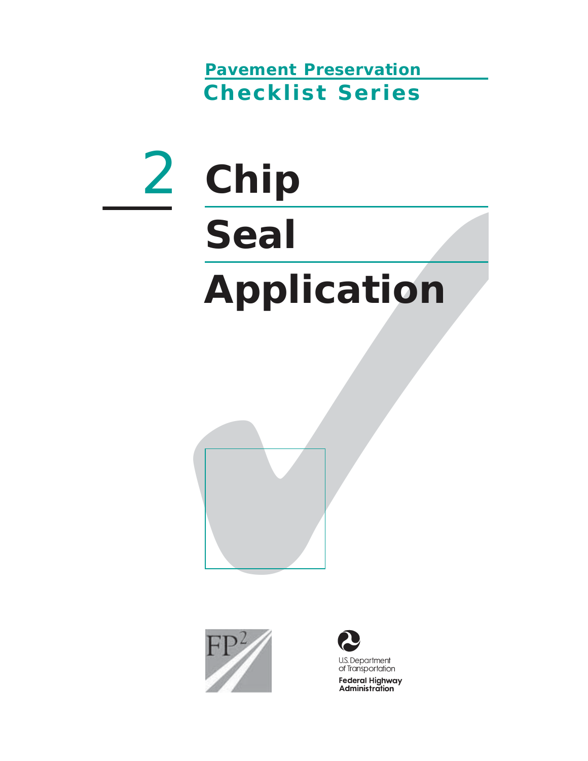Pavement Preservation

Checklist Series

# 2 Chip Seal Application

FP²

U.S. Department of Transportation

Federal Highway Administration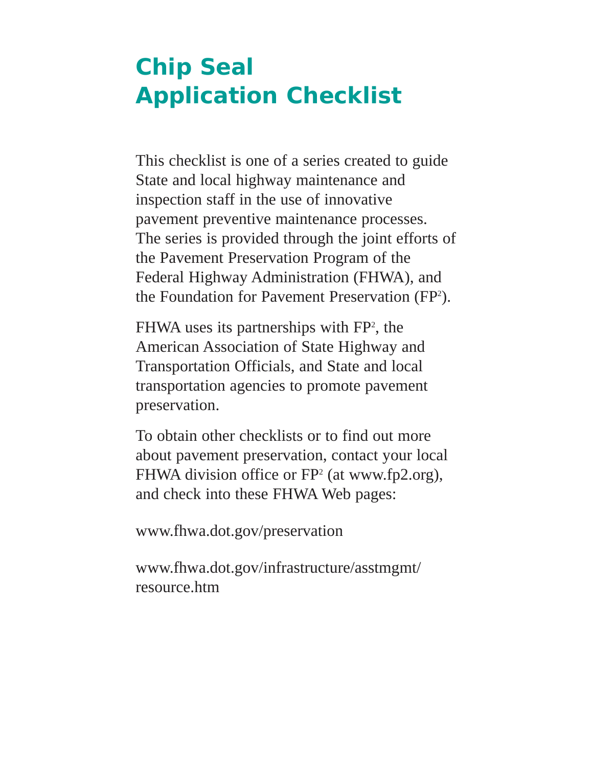# Chip Seal Application Checklist

This checklist is one of a series created to guide State and local highway maintenance and inspection staff in the use of innovative pavement preventive maintenance processes. The series is provided through the joint efforts of the Pavement Preservation Program of the Federal Highway Administration (FHWA), and the Foundation for Pavement Preservation ($FP^2$).

FHWA uses its partnerships with $FP^2$, the American Association of State Highway and Transportation Officials, and State and local transportation agencies to promote pavement preservation.

To obtain other checklists or to find out more about pavement preservation, contact your local FHWA division office or $FP^2$ (at www.fp2.org), and check into these FHWA Web pages:

www.fhwa.dot.gov/preservation

www.fhwa.dot.gov/infrastructure/asstmgmt/resource.htm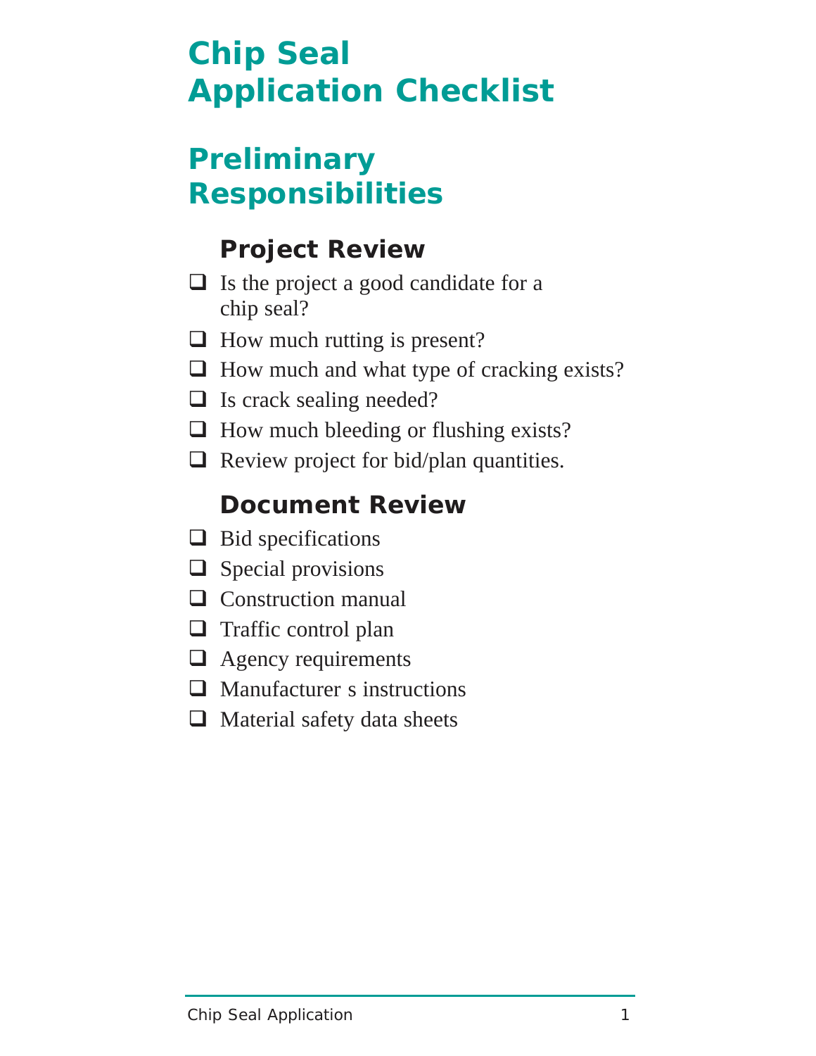# Chip Seal Application Checklist

## Preliminary Responsibilities

### Project Review

- ❑ Is the project a good candidate for a chip seal?
- ❑ How much rutting is present?
- ❑ How much and what type of cracking exists?
- ❑ Is crack sealing needed?
- ❑ How much bleeding or flushing exists?
- ❑ Review project for bid/plan quantities.

### Document Review

- ❑ Bid specifications
- ❑ Special provisions
- ❑ Construction manual
- ❑ Traffic control plan
- ❑ Agency requirements
- ❑ Manufacturer s instructions
- ❑ Material safety data sheets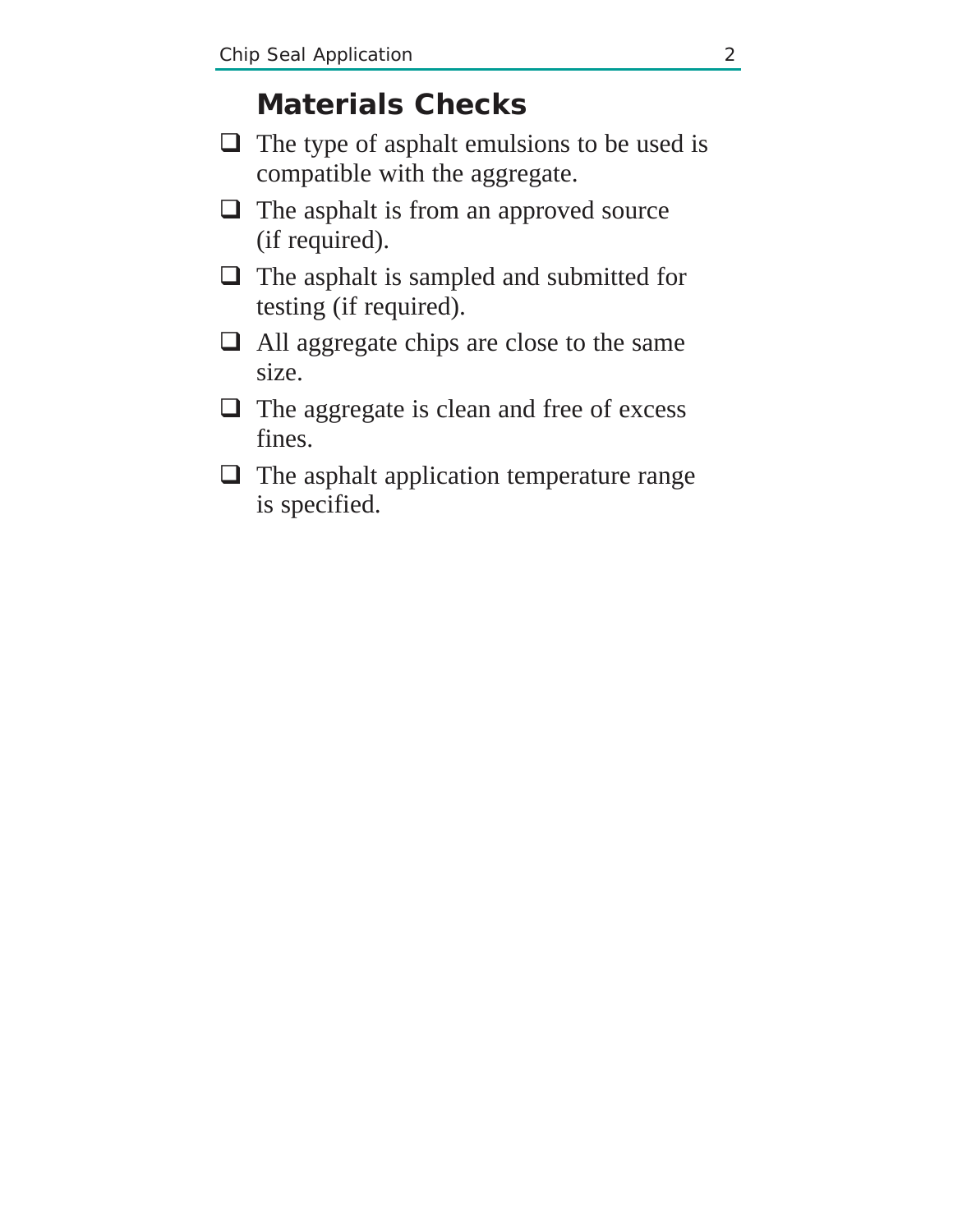## Materials Checks

- [ ] The type of asphalt emulsions to be used is compatible with the aggregate.
- [ ] The asphalt is from an approved source (if required).
- [ ] The asphalt is sampled and submitted for testing (if required).
- [ ] All aggregate chips are close to the same size.
- [ ] The aggregate is clean and free of excess fines.
- [ ] The asphalt application temperature range is specified.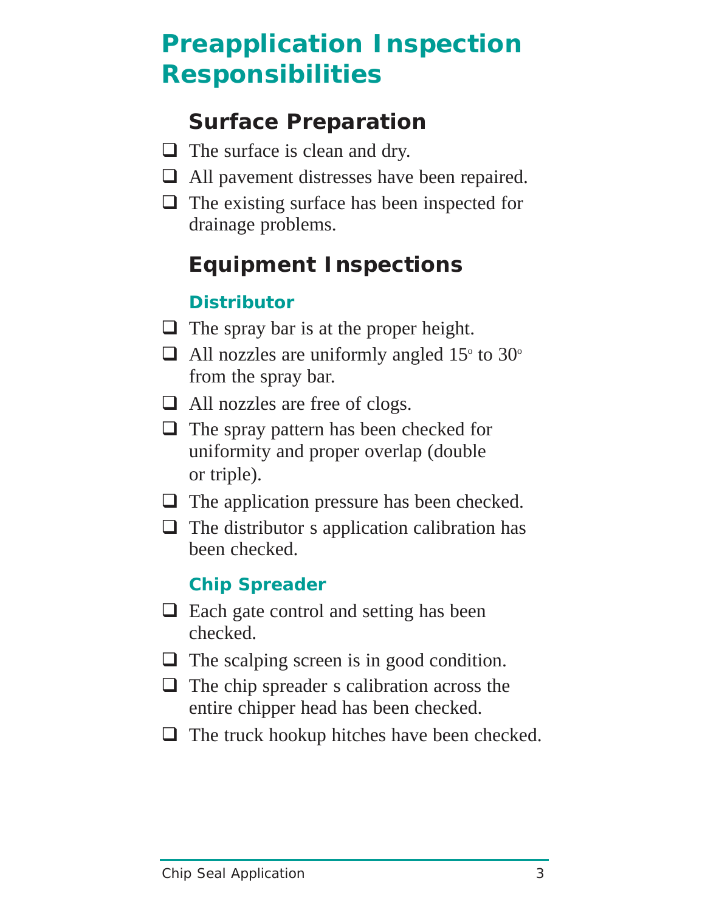# Preapplication Inspection Responsibilities

## Surface Preparation

- [ ] The surface is clean and dry.
- [ ] All pavement distresses have been repaired.
- [ ] The existing surface has been inspected for drainage problems.

## Equipment Inspections

### Distributor

- [ ] The spray bar is at the proper height.
- [ ] All nozzles are uniformly angled 15° to 30° from the spray bar.
- [ ] All nozzles are free of clogs.
- [ ] The spray pattern has been checked for uniformity and proper overlap (double or triple).
- [ ] The application pressure has been checked.
- [ ] The distributor s application calibration has been checked.

### Chip Spreader

- [ ] Each gate control and setting has been checked.
- [ ] The scalping screen is in good condition.
- [ ] The chip spreader s calibration across the entire chipper head has been checked.
- [ ] The truck hookup hitches have been checked.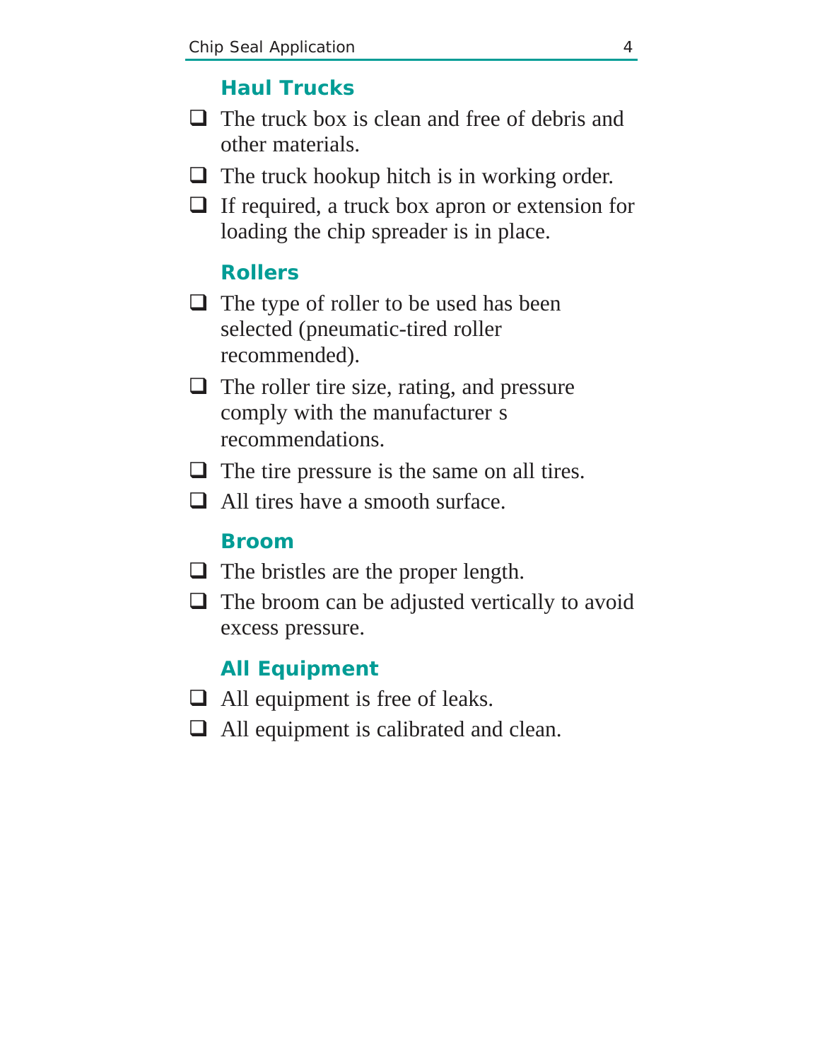### Haul Trucks

- ❑ The truck box is clean and free of debris and other materials.
- ❑ The truck hookup hitch is in working order.
- ❑ If required, a truck box apron or extension for loading the chip spreader is in place.

### Rollers

- ❑ The type of roller to be used has been selected (pneumatic-tired roller recommended).
- ❑ The roller tire size, rating, and pressure comply with the manufacturer s recommendations.
- ❑ The tire pressure is the same on all tires.
- ❑ All tires have a smooth surface.

### Broom

- ❑ The bristles are the proper length.
- ❑ The broom can be adjusted vertically to avoid excess pressure.

### All Equipment

- ❑ All equipment is free of leaks.
- ❑ All equipment is calibrated and clean.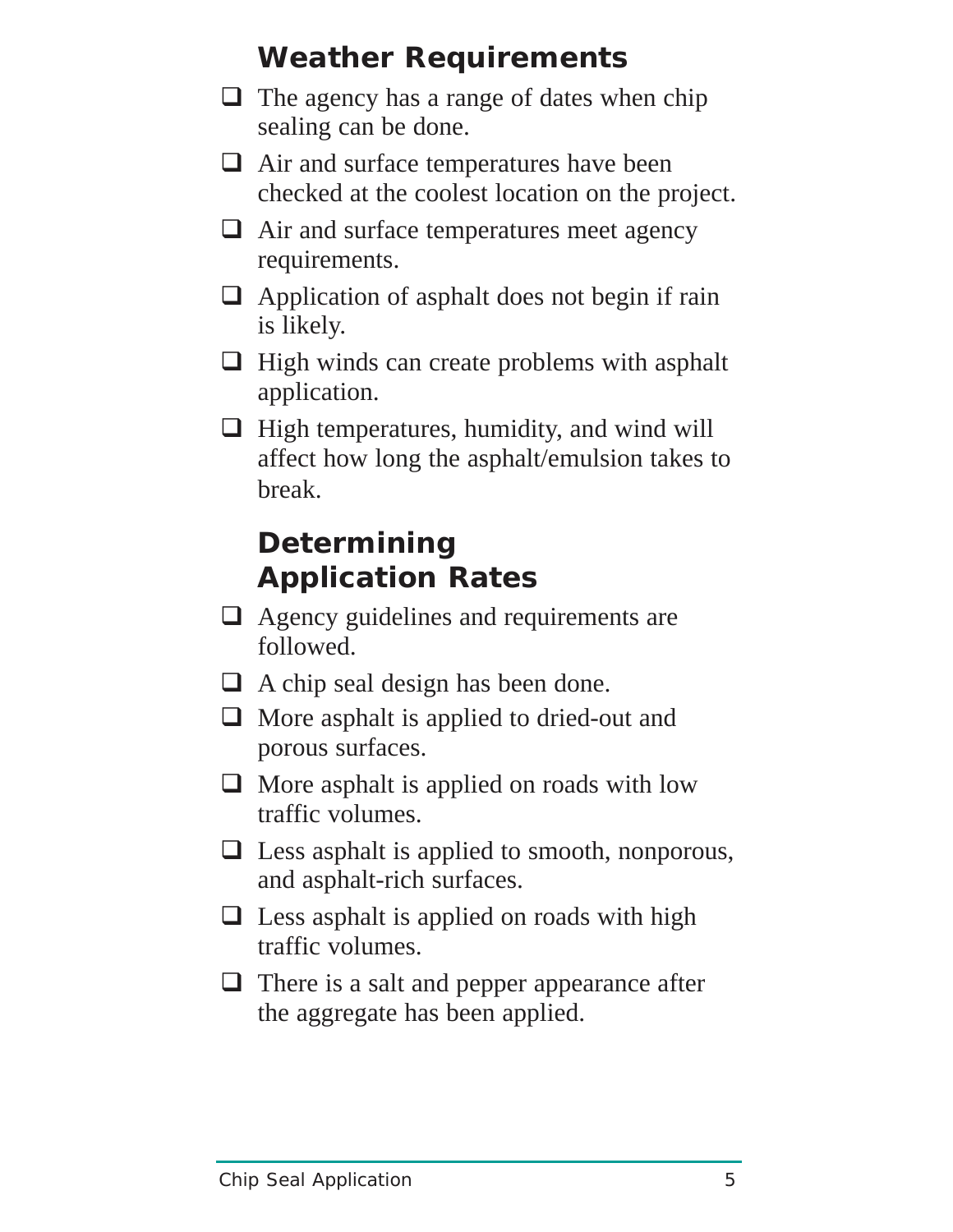## Weather Requirements

- [ ] The agency has a range of dates when chip sealing can be done.
- [ ] Air and surface temperatures have been checked at the coolest location on the project.
- [ ] Air and surface temperatures meet agency requirements.
- [ ] Application of asphalt does not begin if rain is likely.
- [ ] High winds can create problems with asphalt application.
- [ ] High temperatures, humidity, and wind will affect how long the asphalt/emulsion takes to break.

## Determining Application Rates

- [ ] Agency guidelines and requirements are followed.
- [ ] A chip seal design has been done.
- [ ] More asphalt is applied to dried-out and porous surfaces.
- [ ] More asphalt is applied on roads with low traffic volumes.
- [ ] Less asphalt is applied to smooth, nonporous, and asphalt-rich surfaces.
- [ ] Less asphalt is applied on roads with high traffic volumes.
- [ ] There is a salt and pepper appearance after the aggregate has been applied.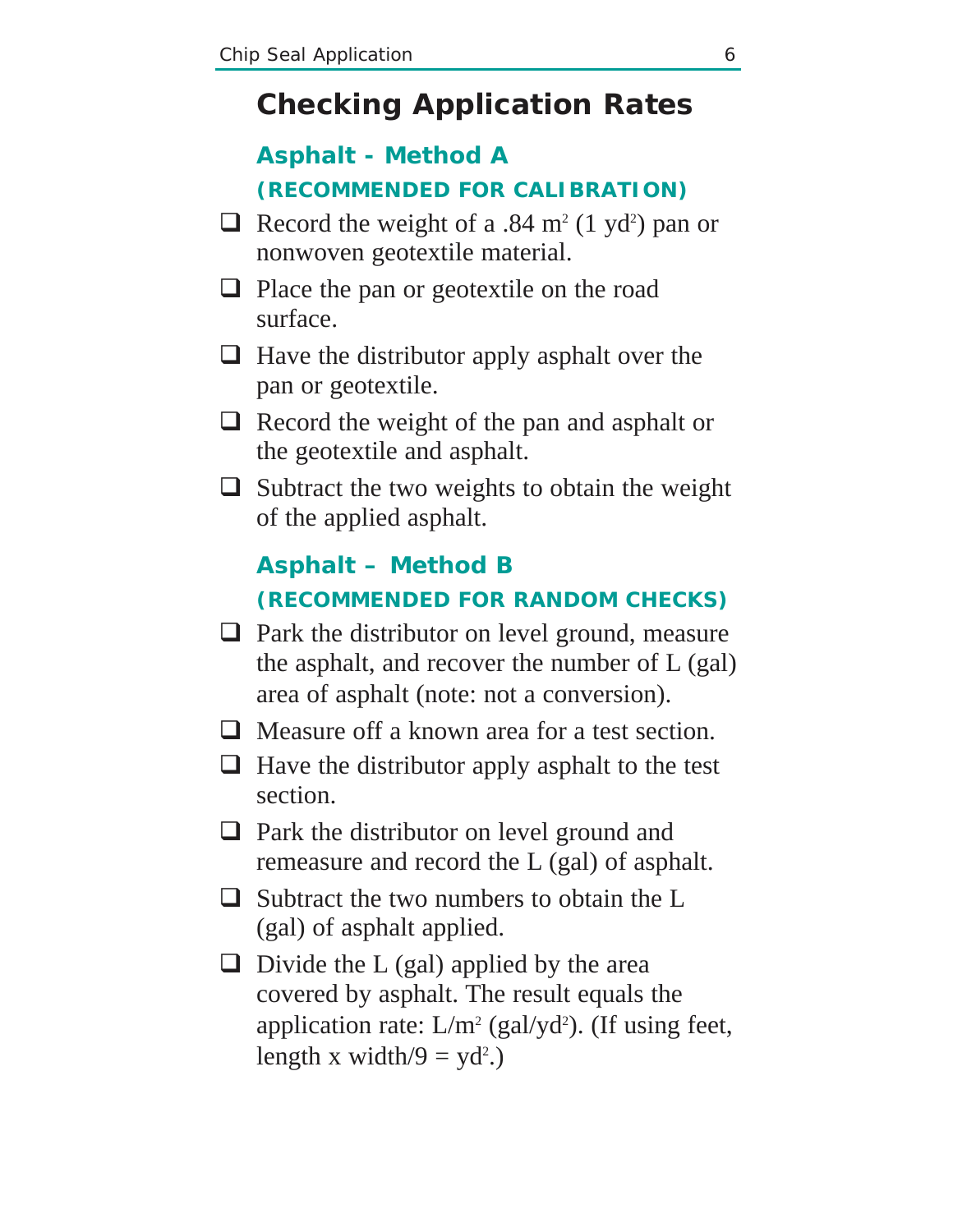# Checking Application Rates

## Asphalt - Method A

### (RECOMMENDED FOR CALIBRATION)

- ❑ Record the weight of a .84 $m^2$ (1 $yd^2$) pan or nonwoven geotextile material.
- ❑ Place the pan or geotextile on the road surface.
- ❑ Have the distributor apply asphalt over the pan or geotextile.
- ❑ Record the weight of the pan and asphalt or the geotextile and asphalt.
- ❑ Subtract the two weights to obtain the weight of the applied asphalt.

## Asphalt – Method B

### (RECOMMENDED FOR RANDOM CHECKS)

- ❑ Park the distributor on level ground, measure the asphalt, and recover the number of L (gal) area of asphalt (note: not a conversion).
- ❑ Measure off a known area for a test section.
- ❑ Have the distributor apply asphalt to the test section.
- ❑ Park the distributor on level ground and remeasure and record the L (gal) of asphalt.
- ❑ Subtract the two numbers to obtain the L (gal) of asphalt applied.
- ❑ Divide the L (gal) applied by the area covered by asphalt. The result equals the application rate: L/$m^2$ (gal/$yd^2$). (If using feet, length x width/9 = $yd^2$.)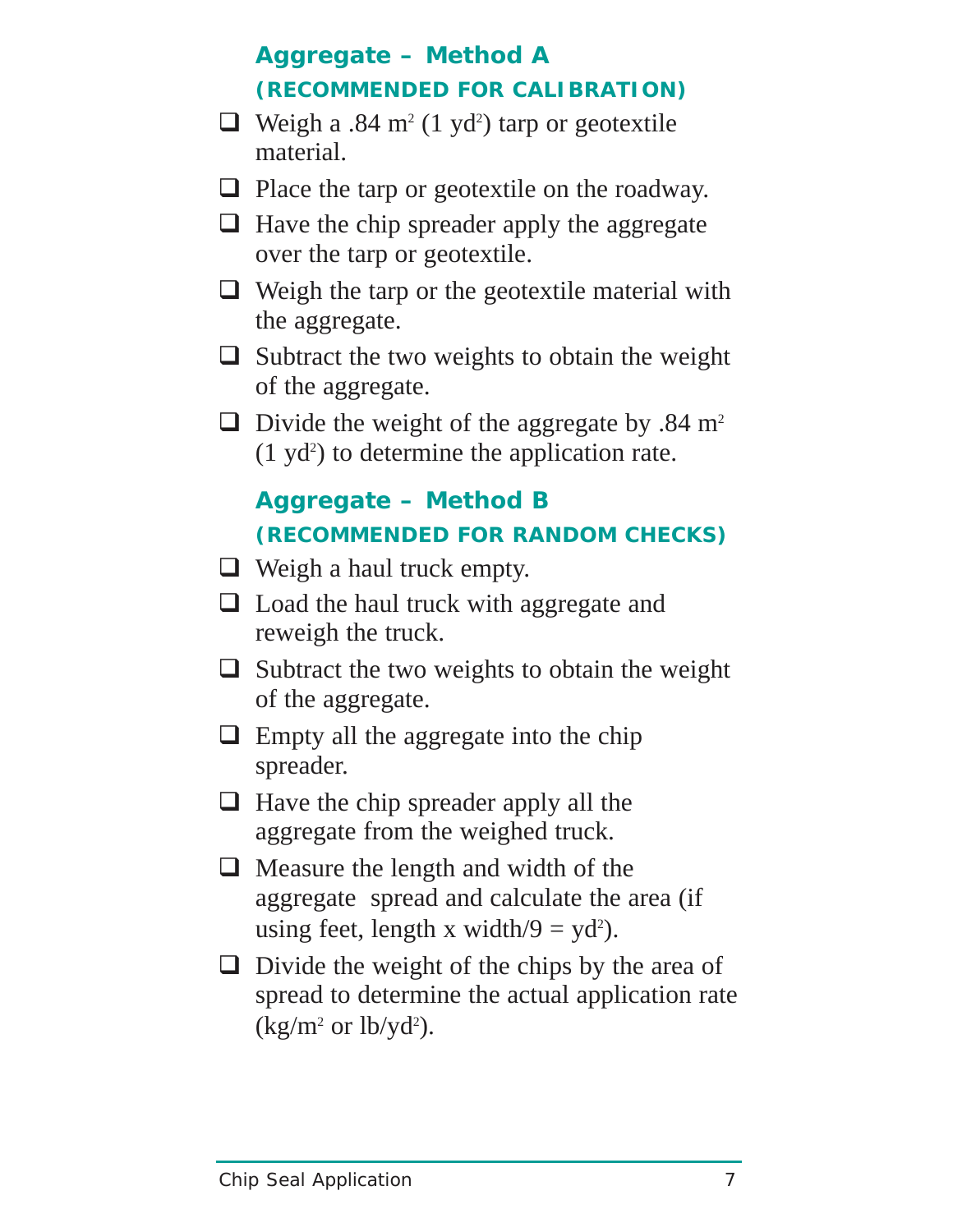## Aggregate – Method A

### (RECOMMENDED FOR CALIBRATION)

- ❑ Weigh a .84 $m^2$ (1 $yd^2$) tarp or geotextile material.
- ❑ Place the tarp or geotextile on the roadway.
- ❑ Have the chip spreader apply the aggregate over the tarp or geotextile.
- ❑ Weigh the tarp or the geotextile material with the aggregate.
- ❑ Subtract the two weights to obtain the weight of the aggregate.
- ❑ Divide the weight of the aggregate by .84 $m^2$ (1 $yd^2$) to determine the application rate.

## Aggregate – Method B

### (RECOMMENDED FOR RANDOM CHECKS)

- ❑ Weigh a haul truck empty.
- ❑ Load the haul truck with aggregate and reweigh the truck.
- ❑ Subtract the two weights to obtain the weight of the aggregate.
- ❑ Empty all the aggregate into the chip spreader.
- ❑ Have the chip spreader apply all the aggregate from the weighed truck.
- ❑ Measure the length and width of the aggregate spread and calculate the area (if using feet, length x width/9 = $yd^2$).
- ❑ Divide the weight of the chips by the area of spread to determine the actual application rate ($kg/m^2$ or $lb/yd^2$).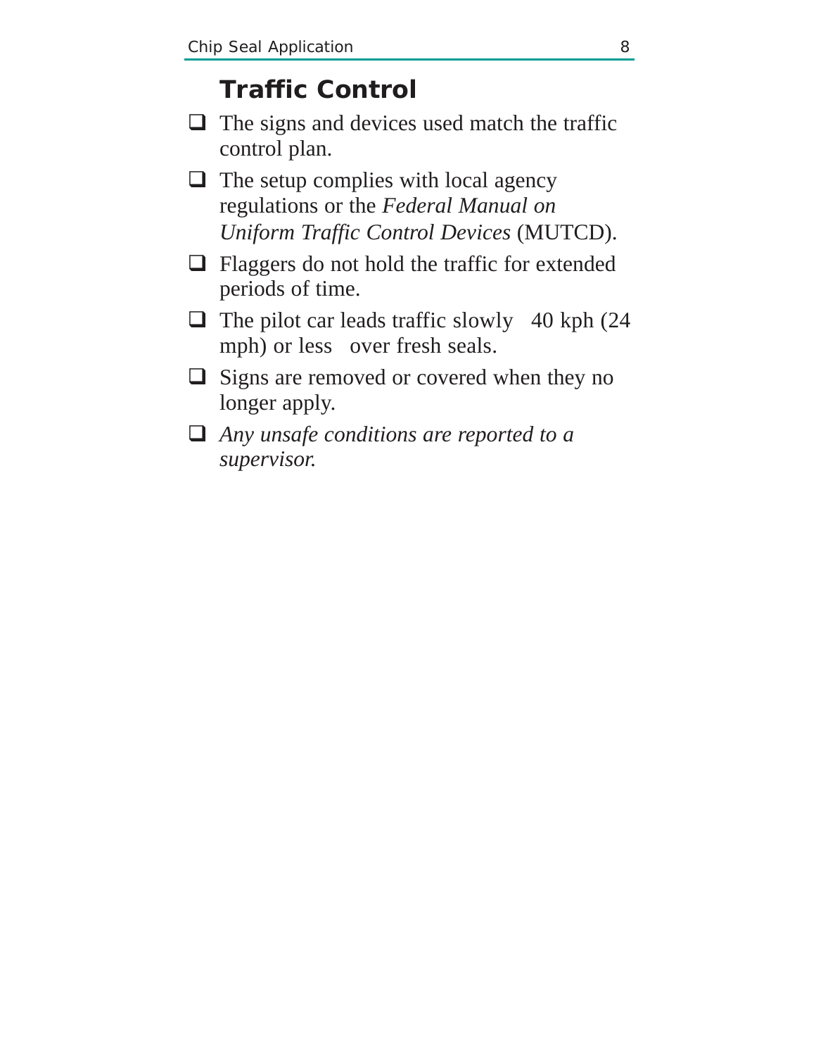## Traffic Control

- ❑ The signs and devices used match the traffic control plan.
- ❑ The setup complies with local agency regulations or the *Federal Manual on Uniform Traffic Control Devices* (MUTCD).
- ❑ Flaggers do not hold the traffic for extended periods of time.
- ❑ The pilot car leads traffic slowly 40 kph (24 mph) or less over fresh seals.
- ❑ Signs are removed or covered when they no longer apply.
- ❑ *Any unsafe conditions are reported to a supervisor.*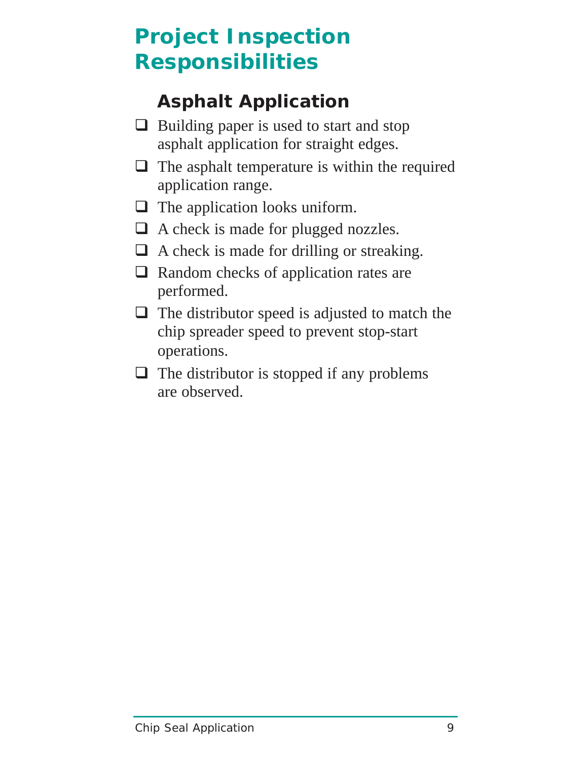# Project Inspection Responsibilities

## Asphalt Application

- ❑ Building paper is used to start and stop asphalt application for straight edges.
- ❑ The asphalt temperature is within the required application range.
- ❑ The application looks uniform.
- ❑ A check is made for plugged nozzles.
- ❑ A check is made for drilling or streaking.
- ❑ Random checks of application rates are performed.
- ❑ The distributor speed is adjusted to match the chip spreader speed to prevent stop-start operations.
- ❑ The distributor is stopped if any problems are observed.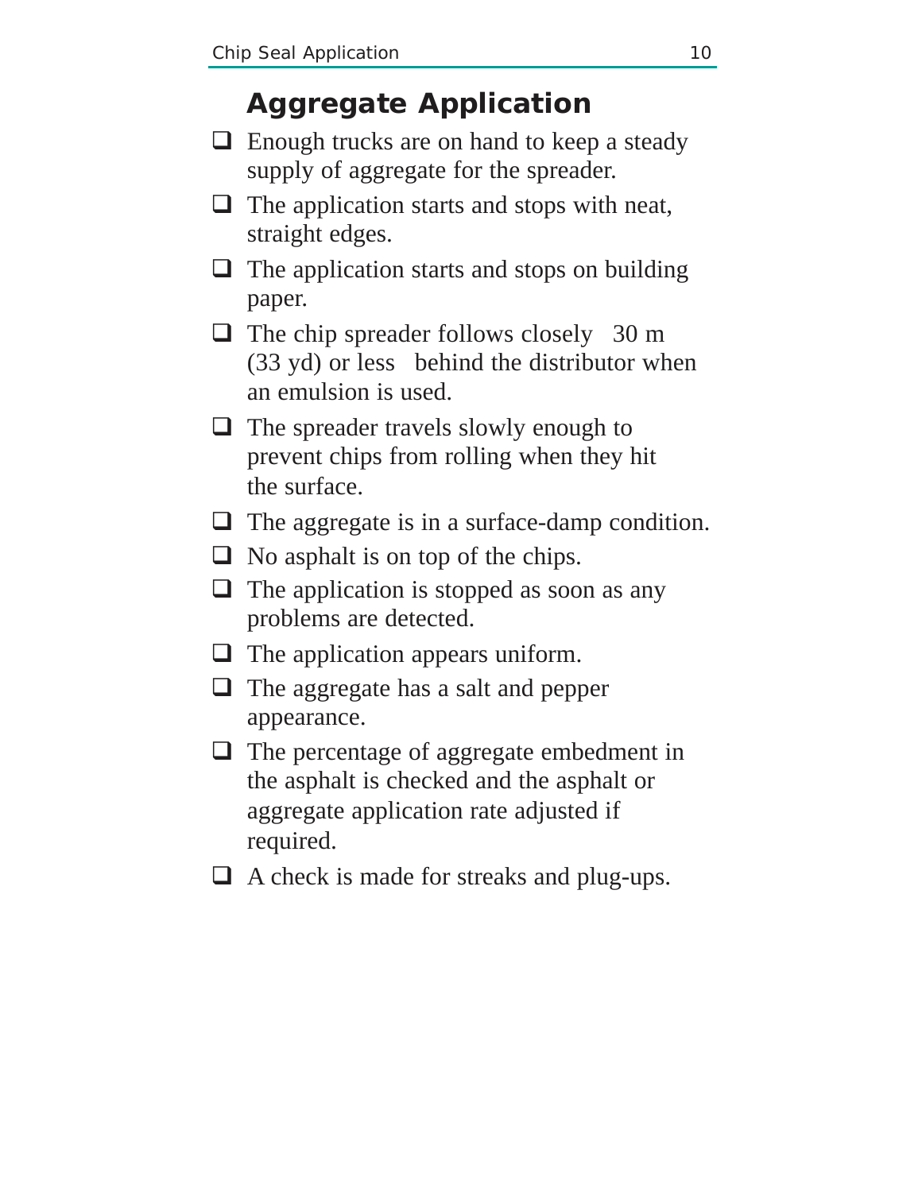## Aggregate Application

- ❑ Enough trucks are on hand to keep a steady supply of aggregate for the spreader.
- ❑ The application starts and stops with neat, straight edges.
- ❑ The application starts and stops on building paper.
- ❑ The chip spreader follows closely 30 m (33 yd) or less behind the distributor when an emulsion is used.
- ❑ The spreader travels slowly enough to prevent chips from rolling when they hit the surface.
- ❑ The aggregate is in a surface-damp condition.
- ❑ No asphalt is on top of the chips.
- ❑ The application is stopped as soon as any problems are detected.
- ❑ The application appears uniform.
- ❑ The aggregate has a salt and pepper appearance.
- ❑ The percentage of aggregate embedment in the asphalt is checked and the asphalt or aggregate application rate adjusted if required.
- ❑ A check is made for streaks and plug-ups.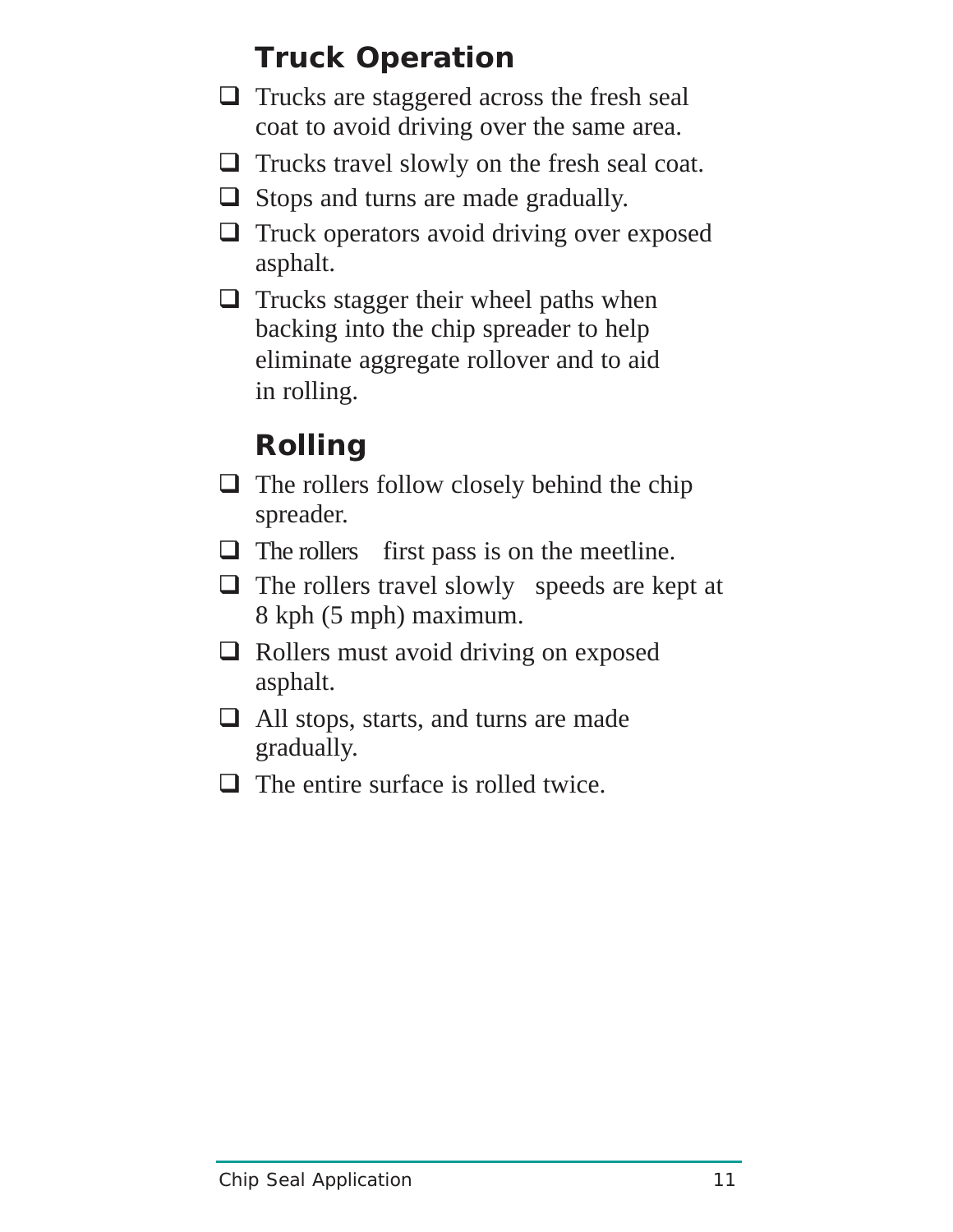## Truck Operation

- ❑ Trucks are staggered across the fresh seal coat to avoid driving over the same area.
- ❑ Trucks travel slowly on the fresh seal coat.
- ❑ Stops and turns are made gradually.
- ❑ Truck operators avoid driving over exposed asphalt.
- ❑ Trucks stagger their wheel paths when backing into the chip spreader to help eliminate aggregate rollover and to aid in rolling.

## Rolling

- ❑ The rollers follow closely behind the chip spreader.
- ❑ The rollers first pass is on the meetline.
- ❑ The rollers travel slowly speeds are kept at 8 kph (5 mph) maximum.
- ❑ Rollers must avoid driving on exposed asphalt.
- ❑ All stops, starts, and turns are made gradually.
- ❑ The entire surface is rolled twice.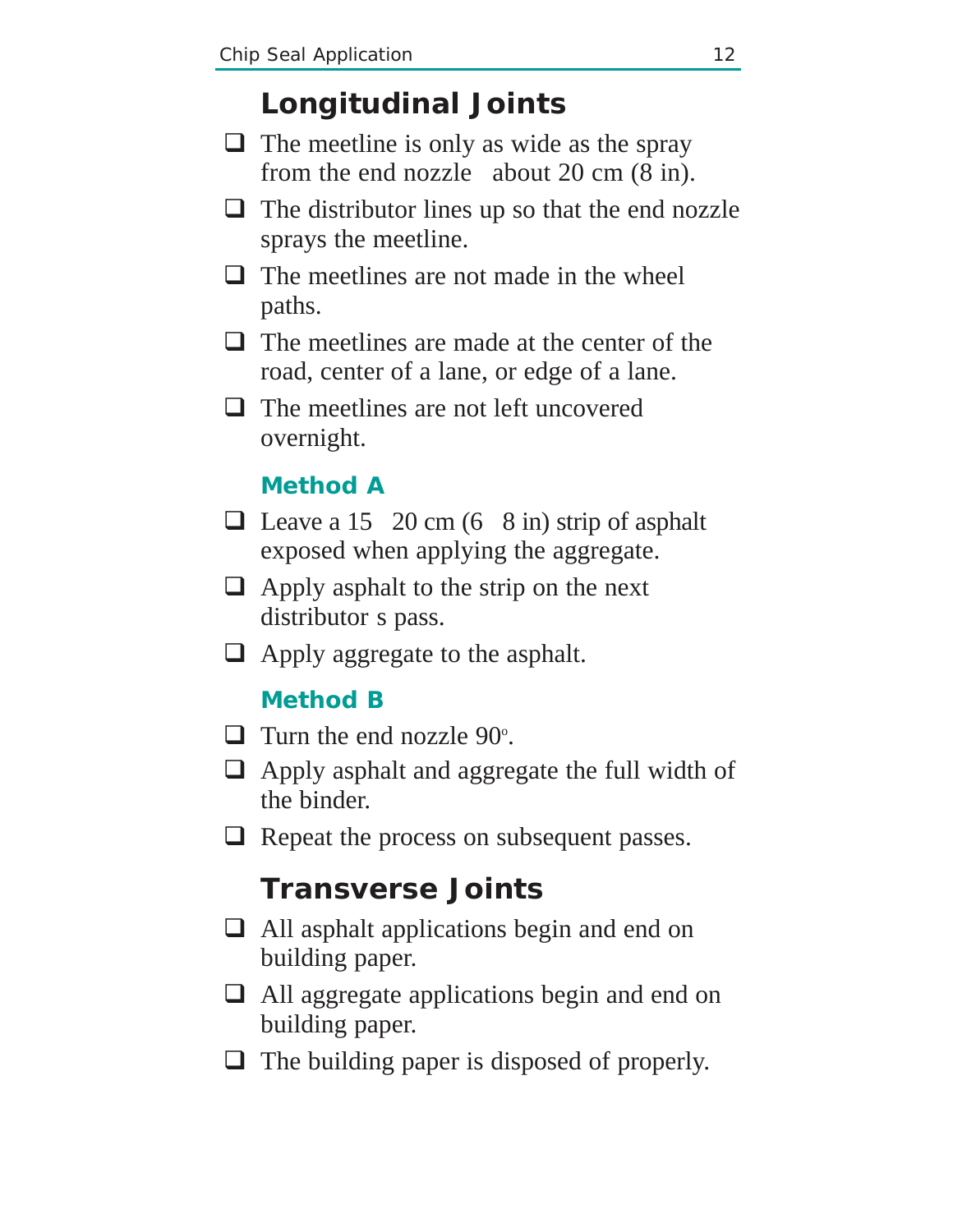## Longitudinal Joints

- ❑ The meetline is only as wide as the spray from the end nozzle  about 20 cm (8 in).
- ❑ The distributor lines up so that the end nozzle sprays the meetline.
- ❑ The meetlines are not made in the wheel paths.
- ❑ The meetlines are made at the center of the road, center of a lane, or edge of a lane.
- ❑ The meetlines are not left uncovered overnight.

### Method A

- ❑ Leave a 15  20 cm (6  8 in) strip of asphalt exposed when applying the aggregate.
- ❑ Apply asphalt to the strip on the next distributor s pass.
- ❑ Apply aggregate to the asphalt.

### Method B

- ❑ Turn the end nozzle 90°.
- ❑ Apply asphalt and aggregate the full width of the binder.
- ❑ Repeat the process on subsequent passes.

## Transverse Joints

- ❑ All asphalt applications begin and end on building paper.
- ❑ All aggregate applications begin and end on building paper.
- ❑ The building paper is disposed of properly.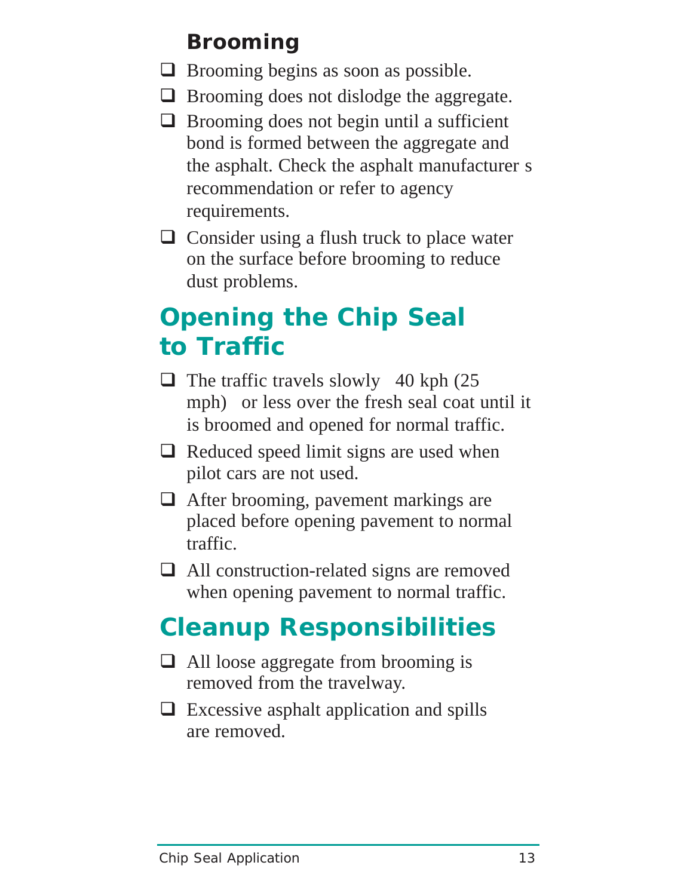### Brooming

- ❑ Brooming begins as soon as possible.
- ❑ Brooming does not dislodge the aggregate.
- ❑ Brooming does not begin until a sufficient bond is formed between the aggregate and the asphalt. Check the asphalt manufacturer s recommendation or refer to agency requirements.
- ❑ Consider using a flush truck to place water on the surface before brooming to reduce dust problems.

## Opening the Chip Seal to Traffic

- ❑ The traffic travels slowly 40 kph (25 mph) or less over the fresh seal coat until it is broomed and opened for normal traffic.
- ❑ Reduced speed limit signs are used when pilot cars are not used.
- ❑ After brooming, pavement markings are placed before opening pavement to normal traffic.
- ❑ All construction-related signs are removed when opening pavement to normal traffic.

## Cleanup Responsibilities

- ❑ All loose aggregate from brooming is removed from the travelway.
- ❑ Excessive asphalt application and spills are removed.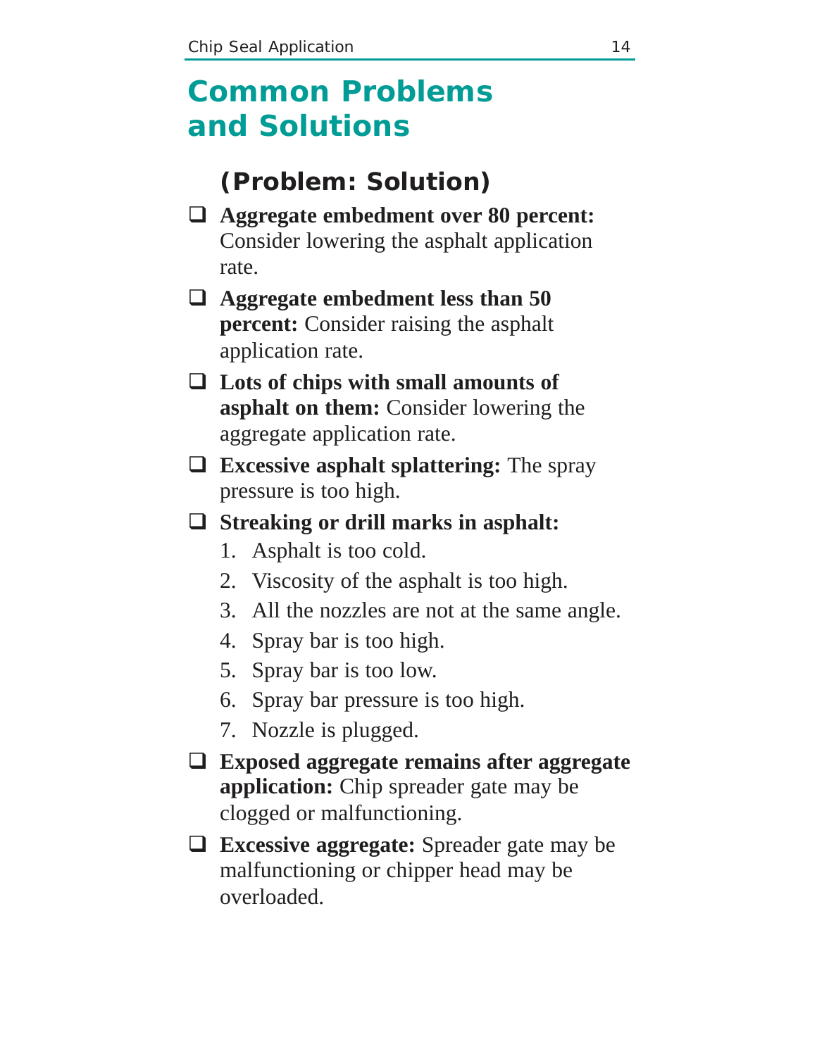# Common Problems and Solutions

### (Problem: Solution)

- ❑ **Aggregate embedment over 80 percent:** Consider lowering the asphalt application rate.
- ❑ **Aggregate embedment less than 50 percent:** Consider raising the asphalt application rate.
- ❑ **Lots of chips with small amounts of asphalt on them:** Consider lowering the aggregate application rate.
- ❑ **Excessive asphalt splattering:** The spray pressure is too high.
- ❑ **Streaking or drill marks in asphalt:**
    1. Asphalt is too cold.
    2. Viscosity of the asphalt is too high.
    3. All the nozzles are not at the same angle.
    4. Spray bar is too high.
    5. Spray bar is too low.
    6. Spray bar pressure is too high.
    7. Nozzle is plugged.
- ❑ **Exposed aggregate remains after aggregate application:** Chip spreader gate may be clogged or malfunctioning.
- ❑ **Excessive aggregate:** Spreader gate may be malfunctioning or chipper head may be overloaded.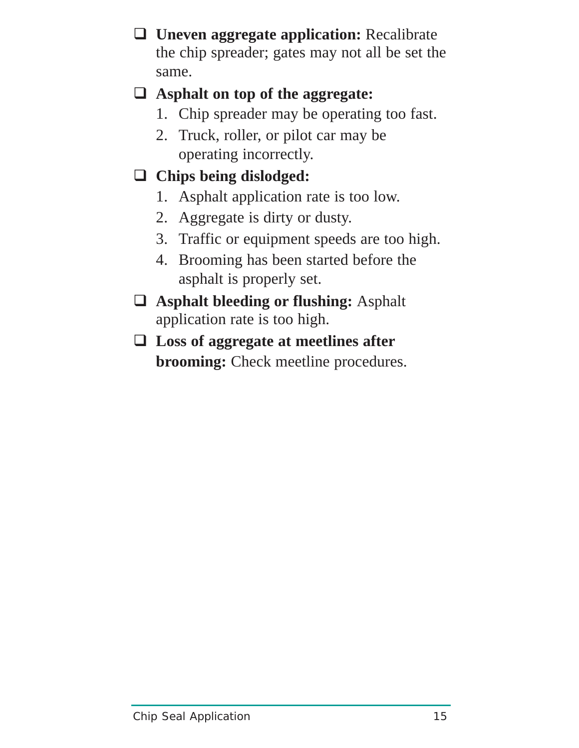- ❑ **Uneven aggregate application:** Recalibrate the chip spreader; gates may not all be set the same.
- ❑ **Asphalt on top of the aggregate:**
  1. Chip spreader may be operating too fast.
  2. Truck, roller, or pilot car may be operating incorrectly.
- ❑ **Chips being dislodged:**
  1. Asphalt application rate is too low.
  2. Aggregate is dirty or dusty.
  3. Traffic or equipment speeds are too high.
  4. Brooming has been started before the asphalt is properly set.
- ❑ **Asphalt bleeding or flushing:** Asphalt application rate is too high.
- ❑ **Loss of aggregate at meetlines after brooming:** Check meetline procedures.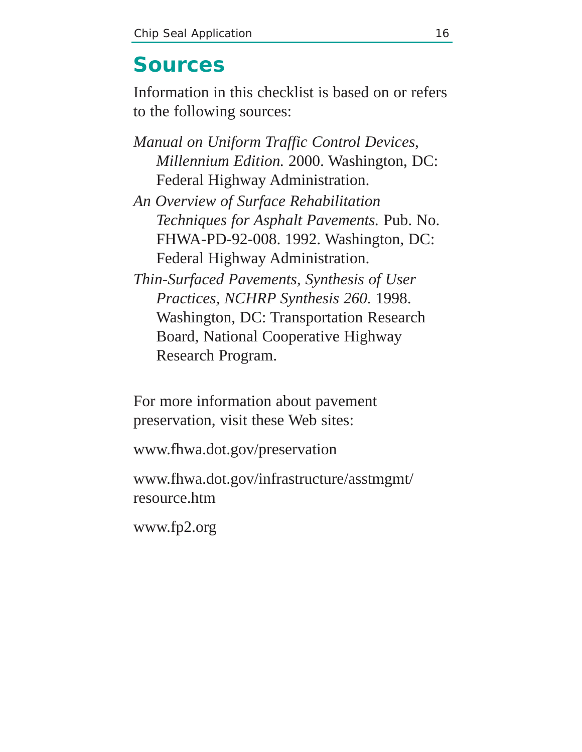# Sources

Information in this checklist is based on or refers to the following sources:

*Manual on Uniform Traffic Control Devices, Millennium Edition.* 2000. Washington, DC: Federal Highway Administration.

*An Overview of Surface Rehabilitation Techniques for Asphalt Pavements.* Pub. No. FHWA-PD-92-008. 1992. Washington, DC: Federal Highway Administration.

*Thin-Surfaced Pavements, Synthesis of User Practices, NCHRP Synthesis 260.* 1998. Washington, DC: Transportation Research Board, National Cooperative Highway Research Program.

For more information about pavement preservation, visit these Web sites:

www.fhwa.dot.gov/preservation

www.fhwa.dot.gov/infrastructure/asstmgmt/resource.htm

www.fp2.org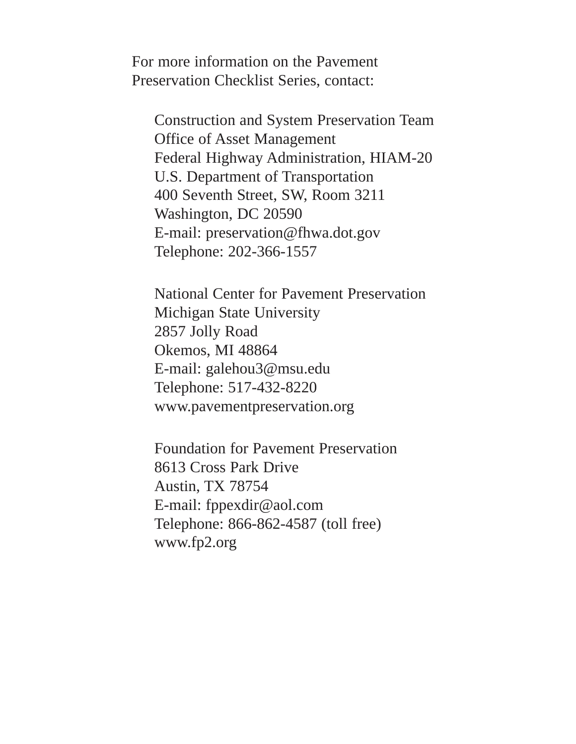For more information on the Pavement Preservation Checklist Series, contact:

Construction and System Preservation Team
Office of Asset Management
Federal Highway Administration, HIAM-20
U.S. Department of Transportation
400 Seventh Street, SW, Room 3211
Washington, DC 20590
E-mail: preservation@fhwa.dot.gov
Telephone: 202-366-1557

National Center for Pavement Preservation
Michigan State University
2857 Jolly Road
Okemos, MI 48864
E-mail: galehou3@msu.edu
Telephone: 517-432-8220
www.pavementpreservation.org

Foundation for Pavement Preservation
8613 Cross Park Drive
Austin, TX 78754
E-mail: fppexdir@aol.com
Telephone: 866-862-4587 (toll free)
www.fp2.org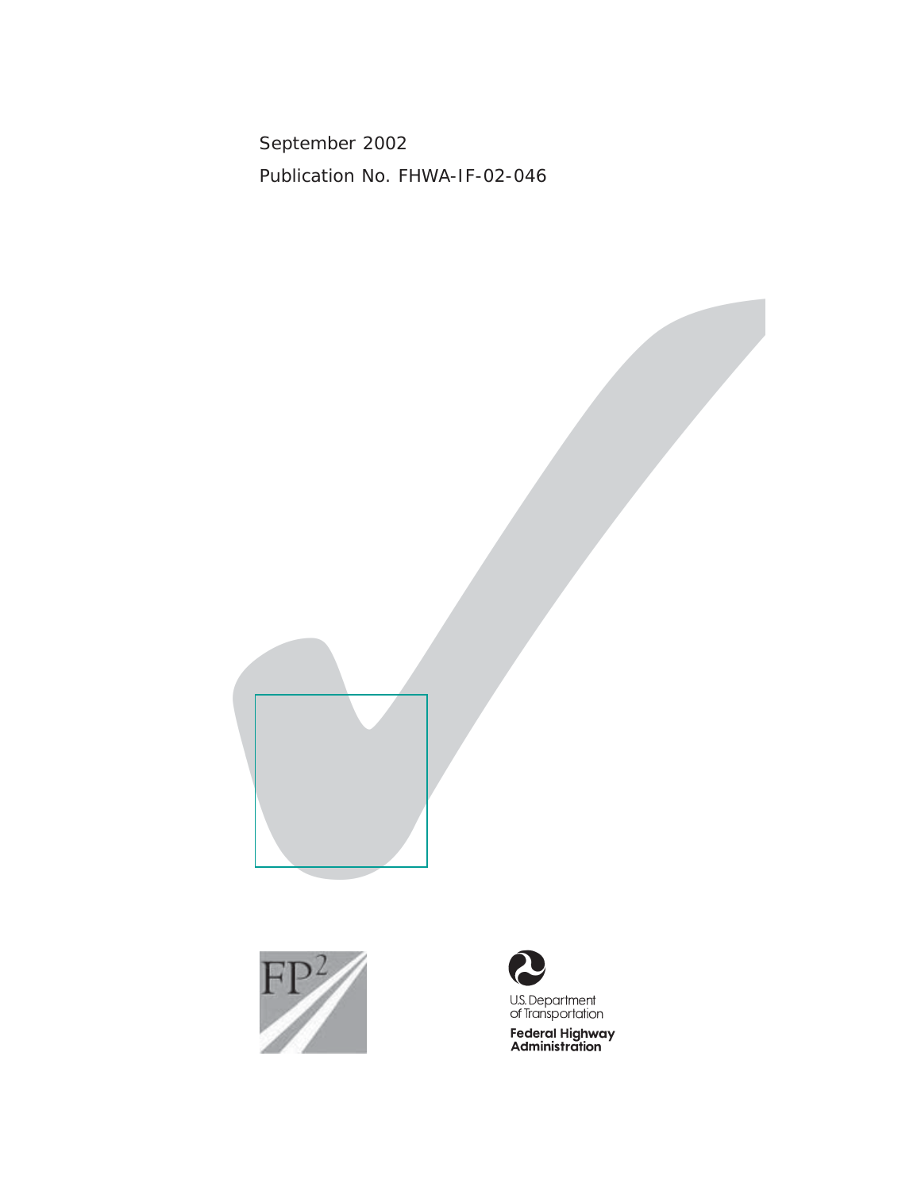September 2002

Publication No. FHWA-IF-02-046

FP2

U.S. Department of Transportation

Federal Highway Administration